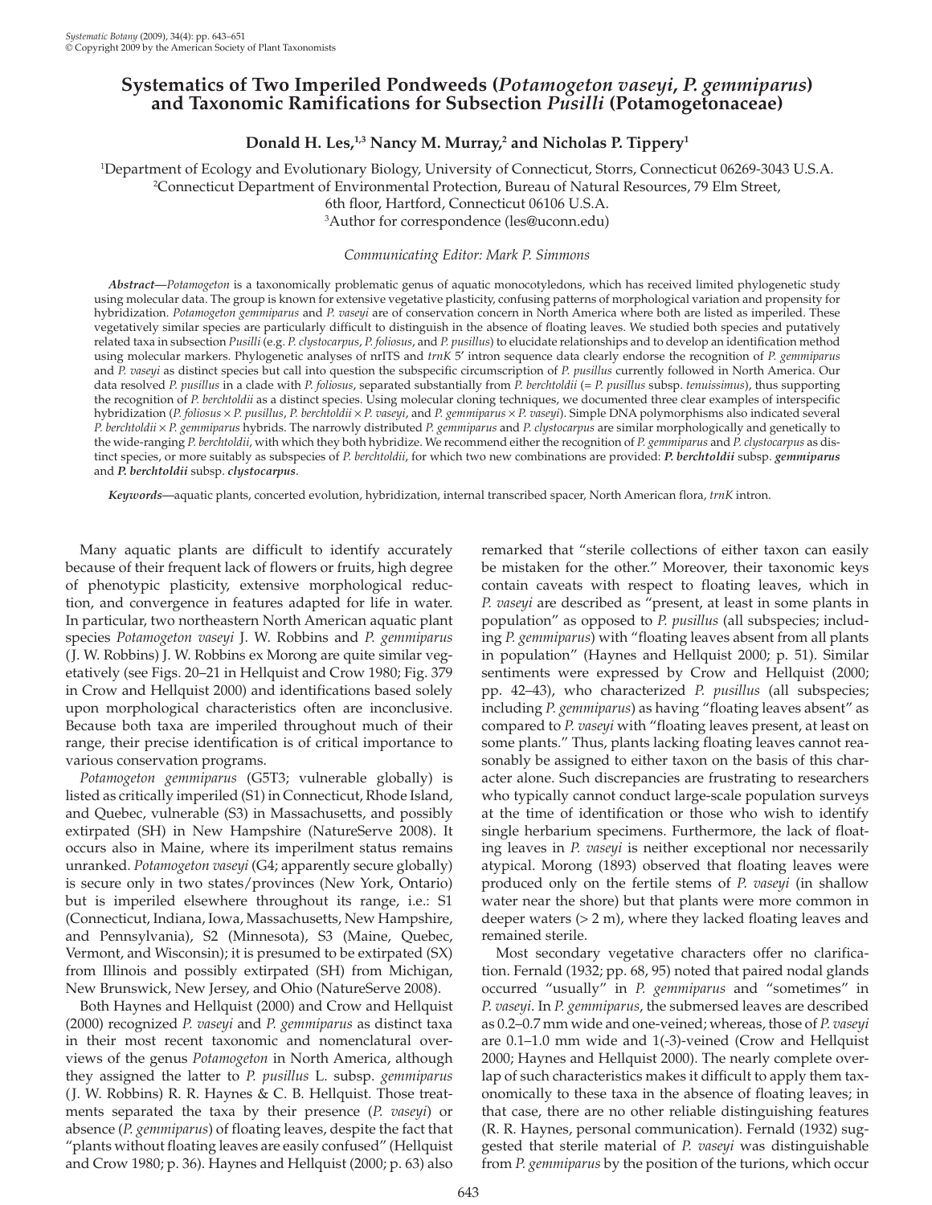# Systematics of Two Imperiled Pondweeds (*Potamogeton vaseyi*, *P. gemmiparus*) and Taxonomic Ramifications for Subsection *Pusilli* (Potamogetonaceae)

**Donald H. Les,[1,3] Nancy M. Murray,[2] and Nicholas P. Tippery[1]**

[1]Department of Ecology and Evolutionary Biology, University of Connecticut, Storrs, Connecticut 06269-3043 U.S.A.
[2]Connecticut Department of Environmental Protection, Bureau of Natural Resources, 79 Elm Street, 6th floor, Hartford, Connecticut 06106 U.S.A.
[3]Author for correspondence (les@uconn.edu)

*Communicating Editor: Mark P. Simmons*

***Abstract***—*Potamogeton* is a taxonomically problematic genus of aquatic monocotyledons, which has received limited phylogenetic study using molecular data. The group is known for extensive vegetative plasticity, confusing patterns of morphological variation and propensity for hybridization. *Potamogeton gemmiparus* and *P. vaseyi* are of conservation concern in North America where both are listed as imperiled. These vegetatively similar species are particularly difficult to distinguish in the absence of floating leaves. We studied both species and putatively related taxa in subsection *Pusilli* (e.g. *P. clystocarpus*, *P. foliosus*, and *P. pusillus*) to elucidate relationships and to develop an identification method using molecular markers. Phylogenetic analyses of nrITS and *trnK* 5′ intron sequence data clearly endorse the recognition of *P. gemmiparus* and *P. vaseyi* as distinct species but call into question the subspecific circumscription of *P. pusillus* currently followed in North America. Our data resolved *P. pusillus* in a clade with *P. foliosus*, separated substantially from *P. berchtoldii* (= *P. pusillus* subsp. *tenuissimus*), thus supporting the recognition of *P. berchtoldii* as a distinct species. Using molecular cloning techniques, we documented three clear examples of interspecific hybridization (*P. foliosus* × *P. pusillus*, *P. berchtoldii* × *P. vaseyi*, and *P. gemmiparus* × *P. vaseyi*). Simple DNA polymorphisms also indicated several *P. berchtoldii* × *P. gemmiparus* hybrids. The narrowly distributed *P. gemmiparus* and *P. clystocarpus* are similar morphologically and genetically to the wide-ranging *P. berchtoldii*, with which they both hybridize. We recommend either the recognition of *P. gemmiparus* and *P. clystocarpus* as distinct species, or more suitably as subspecies of *P. berchtoldii*, for which two new combinations are provided: ***P. berchtoldii*** **subsp.** ***gemmiparus*** and ***P. berchtoldii*** **subsp.** ***clystocarpus***.

***Keywords***—aquatic plants, concerted evolution, hybridization, internal transcribed spacer, North American flora, *trnK* intron.

Many aquatic plants are difficult to identify accurately because of their frequent lack of flowers or fruits, high degree of phenotypic plasticity, extensive morphological reduction, and convergence in features adapted for life in water. In particular, two northeastern North American aquatic plant species *Potamogeton vaseyi* J. W. Robbins and *P. gemmiparus* (J. W. Robbins) J. W. Robbins ex Morong are quite similar vegetatively (see Figs. 20–21 in Hellquist and Crow 1980; Fig. 379 in Crow and Hellquist 2000) and identifications based solely upon morphological characteristics often are inconclusive. Because both taxa are imperiled throughout much of their range, their precise identification is of critical importance to various conservation programs.

*Potamogeton gemmiparus* (G5T3; vulnerable globally) is listed as critically imperiled (S1) in Connecticut, Rhode Island, and Quebec, vulnerable (S3) in Massachusetts, and possibly extirpated (SH) in New Hampshire (NatureServe 2008). It occurs also in Maine, where its imperilment status remains unranked. *Potamogeton vaseyi* (G4; apparently secure globally) is secure only in two states/provinces (New York, Ontario) but is imperiled elsewhere throughout its range, i.e.: S1 (Connecticut, Indiana, Iowa, Massachusetts, New Hampshire, and Pennsylvania), S2 (Minnesota), S3 (Maine, Quebec, Vermont, and Wisconsin); it is presumed to be extirpated (SX) from Illinois and possibly extirpated (SH) from Michigan, New Brunswick, New Jersey, and Ohio (NatureServe 2008).

Both Haynes and Hellquist (2000) and Crow and Hellquist (2000) recognized *P. vaseyi* and *P. gemmiparus* as distinct taxa in their most recent taxonomic and nomenclatural overviews of the genus *Potamogeton* in North America, although they assigned the latter to *P. pusillus* L. subsp. *gemmiparus* (J. W. Robbins) R. R. Haynes & C. B. Hellquist. Those treatments separated the taxa by their presence (*P. vaseyi*) or absence (*P. gemmiparus*) of floating leaves, despite the fact that "plants without floating leaves are easily confused" (Hellquist and Crow 1980; p. 36). Haynes and Hellquist (2000; p. 63) also remarked that "sterile collections of either taxon can easily be mistaken for the other." Moreover, their taxonomic keys contain caveats with respect to floating leaves, which in *P. vaseyi* are described as "present, at least in some plants in population" as opposed to *P. pusillus* (all subspecies; including *P. gemmiparus*) with "floating leaves absent from all plants in population" (Haynes and Hellquist 2000; p. 51). Similar sentiments were expressed by Crow and Hellquist (2000; pp. 42–43), who characterized *P. pusillus* (all subspecies; including *P. gemmiparus*) as having "floating leaves absent" as compared to *P. vaseyi* with "floating leaves present, at least on some plants." Thus, plants lacking floating leaves cannot reasonably be assigned to either taxon on the basis of this character alone. Such discrepancies are frustrating to researchers who typically cannot conduct large-scale population surveys at the time of identification or those who wish to identify single herbarium specimens. Furthermore, the lack of floating leaves in *P. vaseyi* is neither exceptional nor necessarily atypical. Morong (1893) observed that floating leaves were produced only on the fertile stems of *P. vaseyi* (in shallow water near the shore) but that plants were more common in deeper waters (> 2 m), where they lacked floating leaves and remained sterile.

Most secondary vegetative characters offer no clarification. Fernald (1932; pp. 68, 95) noted that paired nodal glands occurred "usually" in *P. gemmiparus* and "sometimes" in *P. vaseyi*. In *P. gemmiparus*, the submersed leaves are described as 0.2–0.7 mm wide and one-veined; whereas, those of *P. vaseyi* are 0.1–1.0 mm wide and 1(-3)-veined (Crow and Hellquist 2000; Haynes and Hellquist 2000). The nearly complete overlap of such characteristics makes it difficult to apply them taxonomically to these taxa in the absence of floating leaves; in that case, there are no other reliable distinguishing features (R. R. Haynes, personal communication). Fernald (1932) suggested that sterile material of *P. vaseyi* was distinguishable from *P. gemmiparus* by the position of the turions, which occur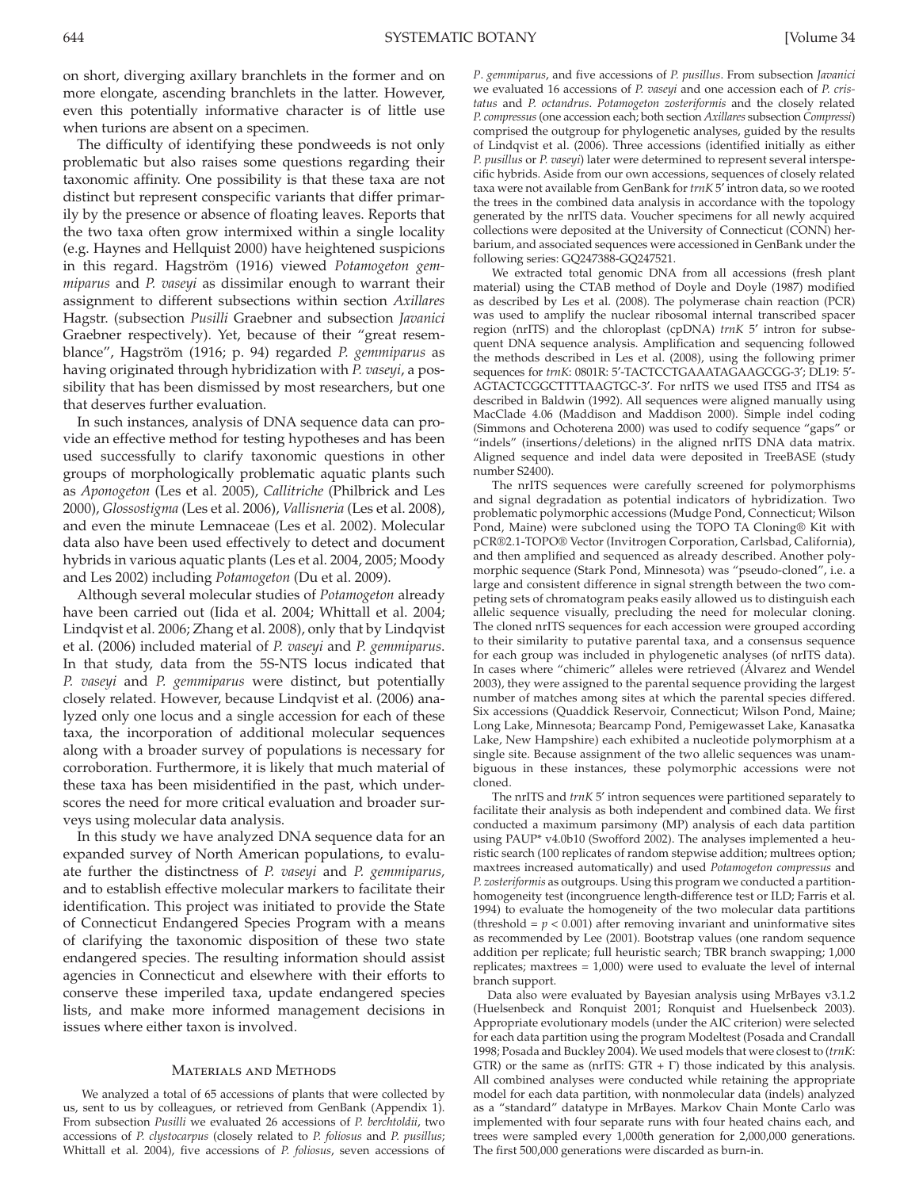on short, diverging axillary branchlets in the former and on more elongate, ascending branchlets in the latter. However, even this potentially informative character is of little use when turions are absent on a specimen.

The difficulty of identifying these pondweeds is not only problematic but also raises some questions regarding their taxonomic affinity. One possibility is that these taxa are not distinct but represent conspecific variants that differ primarily by the presence or absence of floating leaves. Reports that the two taxa often grow intermixed within a single locality (e.g. Haynes and Hellquist 2000) have heightened suspicions in this regard. Hagström (1916) viewed *Potamogeton gemmiparus* and *P. vaseyi* as dissimilar enough to warrant their assignment to different subsections within section *Axillares* Hagstr. (subsection *Pusilli* Graebner and subsection *Javanici* Graebner respectively). Yet, because of their "great resemblance", Hagström (1916; p. 94) regarded *P. gemmiparus* as having originated through hybridization with *P. vaseyi*, a possibility that has been dismissed by most researchers, but one that deserves further evaluation.

In such instances, analysis of DNA sequence data can provide an effective method for testing hypotheses and has been used successfully to clarify taxonomic questions in other groups of morphologically problematic aquatic plants such as *Aponogeton* (Les et al. 2005), *Callitriche* (Philbrick and Les 2000), *Glossostigma* (Les et al. 2006), *Vallisneria* (Les et al. 2008), and even the minute Lemnaceae (Les et al. 2002). Molecular data also have been used effectively to detect and document hybrids in various aquatic plants (Les et al. 2004, 2005; Moody and Les 2002) including *Potamogeton* (Du et al. 2009).

Although several molecular studies of *Potamogeton* already have been carried out (Iida et al. 2004; Whittall et al. 2004; Lindqvist et al. 2006; Zhang et al. 2008), only that by Lindqvist et al. (2006) included material of *P. vaseyi* and *P. gemmiparus*. In that study, data from the 5S-NTS locus indicated that *P. vaseyi* and *P. gemmiparus* were distinct, but potentially closely related. However, because Lindqvist et al. (2006) analyzed only one locus and a single accession for each of these taxa, the incorporation of additional molecular sequences along with a broader survey of populations is necessary for corroboration. Furthermore, it is likely that much material of these taxa has been misidentified in the past, which underscores the need for more critical evaluation and broader surveys using molecular data analysis.

In this study we have analyzed DNA sequence data for an expanded survey of North American populations, to evaluate further the distinctness of *P. vaseyi* and *P. gemmiparus*, and to establish effective molecular markers to facilitate their identification. This project was initiated to provide the State of Connecticut Endangered Species Program with a means of clarifying the taxonomic disposition of these two state endangered species. The resulting information should assist agencies in Connecticut and elsewhere with their efforts to conserve these imperiled taxa, update endangered species lists, and make more informed management decisions in issues where either taxon is involved.

## Materials and Methods

We analyzed a total of 65 accessions of plants that were collected by us, sent to us by colleagues, or retrieved from GenBank (Appendix 1). From subsection *Pusilli* we evaluated 26 accessions of *P. berchtoldii*, two accessions of *P. clystocarpus* (closely related to *P. foliosus* and *P. pusillus*; Whittall et al. 2004), five accessions of *P. foliosus*, seven accessions of *P. gemmiparus*, and five accessions of *P. pusillus*. From subsection *Javanici* we evaluated 16 accessions of *P. vaseyi* and one accession each of *P. cristatus* and *P. octandrus*. *Potamogeton zosteriformis* and the closely related *P. compressus* (one accession each; both section *Axillares* subsection *Compressi*) comprised the outgroup for phylogenetic analyses, guided by the results of Lindqvist et al. (2006). Three accessions (identified initially as either *P. pusillus* or *P. vaseyi*) later were determined to represent several interspecific hybrids. Aside from our own accessions, sequences of closely related taxa were not available from GenBank for *trnK* 5′ intron data, so we rooted the trees in the combined data analysis in accordance with the topology generated by the nrITS data. Voucher specimens for all newly acquired collections were deposited at the University of Connecticut (CONN) herbarium, and associated sequences were accessioned in GenBank under the following series: GQ247388-GQ247521.

We extracted total genomic DNA from all accessions (fresh plant material) using the CTAB method of Doyle and Doyle (1987) modified as described by Les et al. (2008). The polymerase chain reaction (PCR) was used to amplify the nuclear ribosomal internal transcribed spacer region (nrITS) and the chloroplast (cpDNA) *trnK* 5′ intron for subsequent DNA sequence analysis. Amplification and sequencing followed the methods described in Les et al. (2008), using the following primer sequences for *trnK*: 0801R: 5′-TACTCCTGAAATAGAAGCGG-3′; DL19: 5′-AGTACTCGGCTTTTAAGTGC-3′. For nrITS we used ITS5 and ITS4 as described in Baldwin (1992). All sequences were aligned manually using MacClade 4.06 (Maddison and Maddison 2000). Simple indel coding (Simmons and Ochoterena 2000) was used to codify sequence "gaps" or "indels" (insertions/deletions) in the aligned nrITS DNA data matrix. Aligned sequence and indel data were deposited in TreeBASE (study number S2400).

The nrITS sequences were carefully screened for polymorphisms and signal degradation as potential indicators of hybridization. Two problematic polymorphic accessions (Mudge Pond, Connecticut; Wilson Pond, Maine) were subcloned using the TOPO TA Cloning® Kit with pCR®2.1-TOPO® Vector (Invitrogen Corporation, Carlsbad, California), and then amplified and sequenced as already described. Another polymorphic sequence (Stark Pond, Minnesota) was "pseudo-cloned", i.e. a large and consistent difference in signal strength between the two competing sets of chromatogram peaks easily allowed us to distinguish each allelic sequence visually, precluding the need for molecular cloning. The cloned nrITS sequences for each accession were grouped according to their similarity to putative parental taxa, and a consensus sequence for each group was included in phylogenetic analyses (of nrITS data). In cases where "chimeric" alleles were retrieved (Álvarez and Wendel 2003), they were assigned to the parental sequence providing the largest number of matches among sites at which the parental species differed. Six accessions (Quaddick Reservoir, Connecticut; Wilson Pond, Maine; Long Lake, Minnesota; Bearcamp Pond, Pemigewasset Lake, Kanasatka Lake, New Hampshire) each exhibited a nucleotide polymorphism at a single site. Because assignment of the two allelic sequences was unambiguous in these instances, these polymorphic accessions were not cloned.

The nrITS and *trnK* 5′ intron sequences were partitioned separately to facilitate their analysis as both independent and combined data. We first conducted a maximum parsimony (MP) analysis of each data partition using PAUP* v4.0b10 (Swofford 2002). The analyses implemented a heuristic search (100 replicates of random stepwise addition; multrees option; maxtrees increased automatically) and used *Potamogeton compressus* and *P. zosteriformis* as outgroups. Using this program we conducted a partition-homogeneity test (incongruence length-difference test or ILD; Farris et al. 1994) to evaluate the homogeneity of the two molecular data partitions (threshold = $p < 0.001$) after removing invariant and uninformative sites as recommended by Lee (2001). Bootstrap values (one random sequence addition per replicate; full heuristic search; TBR branch swapping; 1,000 replicates; maxtrees = 1,000) were used to evaluate the level of internal branch support.

Data also were evaluated by Bayesian analysis using MrBayes v3.1.2 (Huelsenbeck and Ronquist 2001; Ronquist and Huelsenbeck 2003). Appropriate evolutionary models (under the AIC criterion) were selected for each data partition using the program Modeltest (Posada and Crandall 1998; Posada and Buckley 2004). We used models that were closest to (*trnK*: GTR) or the same as (nrITS: GTR + $\Gamma$) those indicated by this analysis. All combined analyses were conducted while retaining the appropriate model for each data partition, with nonmolecular data (indels) analyzed as a "standard" datatype in MrBayes. Markov Chain Monte Carlo was implemented with four separate runs with four heated chains each, and trees were sampled every 1,000th generation for 2,000,000 generations. The first 500,000 generations were discarded as burn-in.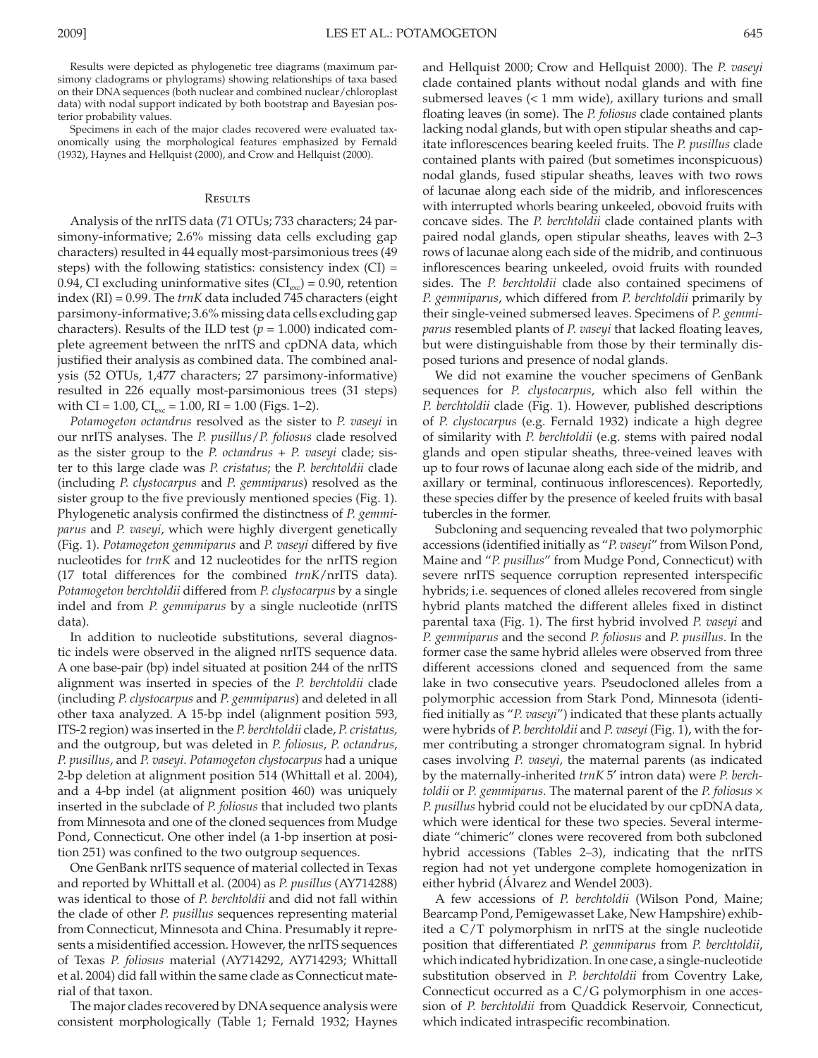Results were depicted as phylogenetic tree diagrams (maximum parsimony cladograms or phylograms) showing relationships of taxa based on their DNA sequences (both nuclear and combined nuclear/chloroplast data) with nodal support indicated by both bootstrap and Bayesian posterior probability values.

Specimens in each of the major clades recovered were evaluated taxonomically using the morphological features emphasized by Fernald (1932), Haynes and Hellquist (2000), and Crow and Hellquist (2000).

## Results

Analysis of the nrITS data (71 OTUs; 733 characters; 24 parsimony-informative; 2.6% missing data cells excluding gap characters) resulted in 44 equally most-parsimonious trees (49 steps) with the following statistics: consistency index (CI) = 0.94, CI excluding uninformative sites ($CI_{exc}$) = 0.90, retention index (RI) = 0.99. The *trnK* data included 745 characters (eight parsimony-informative; 3.6% missing data cells excluding gap characters). Results of the ILD test ($p$ = 1.000) indicated complete agreement between the nrITS and cpDNA data, which justified their analysis as combined data. The combined analysis (52 OTUs, 1,477 characters; 27 parsimony-informative) resulted in 226 equally most-parsimonious trees (31 steps) with CI = 1.00, $CI_{exc}$ = 1.00, RI = 1.00 (Figs. 1–2).

*Potamogeton octandrus* resolved as the sister to *P. vaseyi* in our nrITS analyses. The *P. pusillus*/*P. foliosus* clade resolved as the sister group to the *P. octandrus* + *P. vaseyi* clade; sister to this large clade was *P. cristatus*; the *P. berchtoldii* clade (including *P. clystocarpus* and *P. gemmiparus*) resolved as the sister group to the five previously mentioned species (Fig. 1). Phylogenetic analysis confirmed the distinctness of *P. gemmiparus* and *P. vaseyi*, which were highly divergent genetically (Fig. 1). *Potamogeton gemmiparus* and *P. vaseyi* differed by five nucleotides for *trnK* and 12 nucleotides for the nrITS region (17 total differences for the combined *trnK*/nrITS data). *Potamogeton berchtoldii* differed from *P. clystocarpus* by a single indel and from *P. gemmiparus* by a single nucleotide (nrITS data).

In addition to nucleotide substitutions, several diagnostic indels were observed in the aligned nrITS sequence data. A one base-pair (bp) indel situated at position 244 of the nrITS alignment was inserted in species of the *P. berchtoldii* clade (including *P. clystocarpus* and *P. gemmiparus*) and deleted in all other taxa analyzed. A 15-bp indel (alignment position 593, ITS-2 region) was inserted in the *P. berchtoldii* clade, *P. cristatus,* and the outgroup, but was deleted in *P. foliosus*, *P. octandrus*, *P. pusillus*, and *P. vaseyi*. *Potamogeton clystocarpus* had a unique 2-bp deletion at alignment position 514 (Whittall et al. 2004), and a 4-bp indel (at alignment position 460) was uniquely inserted in the subclade of *P. foliosus* that included two plants from Minnesota and one of the cloned sequences from Mudge Pond, Connecticut. One other indel (a 1-bp insertion at position 251) was confined to the two outgroup sequences.

One GenBank nrITS sequence of material collected in Texas and reported by Whittall et al. (2004) as *P. pusillus* (AY714288) was identical to those of *P. berchtoldii* and did not fall within the clade of other *P. pusillus* sequences representing material from Connecticut, Minnesota and China. Presumably it represents a misidentified accession. However, the nrITS sequences of Texas *P. foliosus* material (AY714292, AY714293; Whittall et al. 2004) did fall within the same clade as Connecticut material of that taxon.

The major clades recovered by DNA sequence analysis were consistent morphologically (Table 1; Fernald 1932; Haynes and Hellquist 2000; Crow and Hellquist 2000). The *P. vaseyi* clade contained plants without nodal glands and with fine submersed leaves (< 1 mm wide), axillary turions and small floating leaves (in some). The *P. foliosus* clade contained plants lacking nodal glands, but with open stipular sheaths and capitate inflorescences bearing keeled fruits. The *P. pusillus* clade contained plants with paired (but sometimes inconspicuous) nodal glands, fused stipular sheaths, leaves with two rows of lacunae along each side of the midrib, and inflorescences with interrupted whorls bearing unkeeled, obovoid fruits with concave sides. The *P. berchtoldii* clade contained plants with paired nodal glands, open stipular sheaths, leaves with 2–3 rows of lacunae along each side of the midrib, and continuous inflorescences bearing unkeeled, ovoid fruits with rounded sides. The *P. berchtoldii* clade also contained specimens of *P. gemmiparus*, which differed from *P. berchtoldii* primarily by their single-veined submersed leaves. Specimens of *P. gemmiparus* resembled plants of *P. vaseyi* that lacked floating leaves, but were distinguishable from those by their terminally disposed turions and presence of nodal glands.

We did not examine the voucher specimens of GenBank sequences for *P. clystocarpus*, which also fell within the *P. berchtoldii* clade (Fig. 1). However, published descriptions of *P. clystocarpus* (e.g. Fernald 1932) indicate a high degree of similarity with *P. berchtoldii* (e.g. stems with paired nodal glands and open stipular sheaths, three-veined leaves with up to four rows of lacunae along each side of the midrib, and axillary or terminal, continuous inflorescences). Reportedly, these species differ by the presence of keeled fruits with basal tubercles in the former.

Subcloning and sequencing revealed that two polymorphic accessions (identified initially as "*P. vaseyi*" from Wilson Pond, Maine and "*P. pusillus*" from Mudge Pond, Connecticut) with severe nrITS sequence corruption represented interspecific hybrids; i.e. sequences of cloned alleles recovered from single hybrid plants matched the different alleles fixed in distinct parental taxa (Fig. 1). The first hybrid involved *P. vaseyi* and *P. gemmiparus* and the second *P. foliosus* and *P. pusillus*. In the former case the same hybrid alleles were observed from three different accessions cloned and sequenced from the same lake in two consecutive years. Pseudocloned alleles from a polymorphic accession from Stark Pond, Minnesota (identified initially as "*P. vaseyi*") indicated that these plants actually were hybrids of *P. berchtoldii* and *P. vaseyi* (Fig. 1), with the former contributing a stronger chromatogram signal. In hybrid cases involving *P. vaseyi*, the maternal parents (as indicated by the maternally-inherited *trnK* 5′ intron data) were *P. berchtoldii* or *P. gemmiparus*. The maternal parent of the *P. foliosus* × *P. pusillus* hybrid could not be elucidated by our cpDNA data, which were identical for these two species. Several intermediate "chimeric" clones were recovered from both subcloned hybrid accessions (Tables 2–3), indicating that the nrITS region had not yet undergone complete homogenization in either hybrid (Álvarez and Wendel 2003).

A few accessions of *P. berchtoldii* (Wilson Pond, Maine; Bearcamp Pond, Pemigewasset Lake, New Hampshire) exhibited a C/T polymorphism in nrITS at the single nucleotide position that differentiated *P. gemmiparus* from *P. berchtoldii*, which indicated hybridization. In one case, a single-nucleotide substitution observed in *P. berchtoldii* from Coventry Lake, Connecticut occurred as a C/G polymorphism in one accession of *P. berchtoldii* from Quaddick Reservoir, Connecticut, which indicated intraspecific recombination.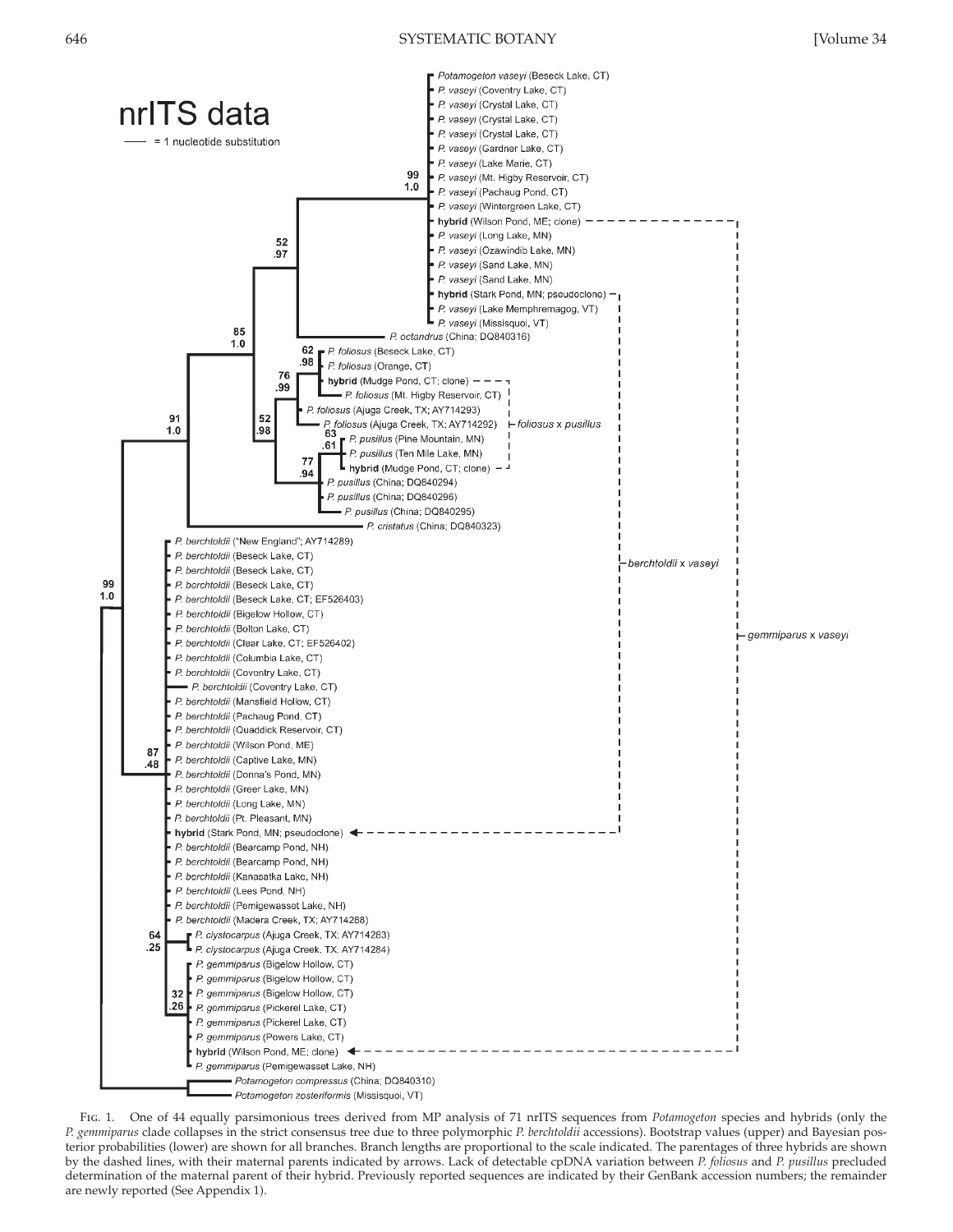Fig. 1. One of 44 equally parsimonious trees derived from MP analysis of 71 nrITS sequences from *Potamogeton* species and hybrids (only the *P. gemmiparus* clade collapses in the strict consensus tree due to three polymorphic *P. berchtoldii* accessions). Bootstrap values (upper) and Bayesian posterior probabilities (lower) are shown for all branches. Branch lengths are proportional to the scale indicated. The parentages of three hybrids are shown by the dashed lines, with their maternal parents indicated by arrows. Lack of detectable cpDNA variation between *P. foliosus* and *P. pusillus* precluded determination of the maternal parent of their hybrid. Previously reported sequences are indicated by their GenBank accession numbers; the remainder are newly reported (See Appendix 1).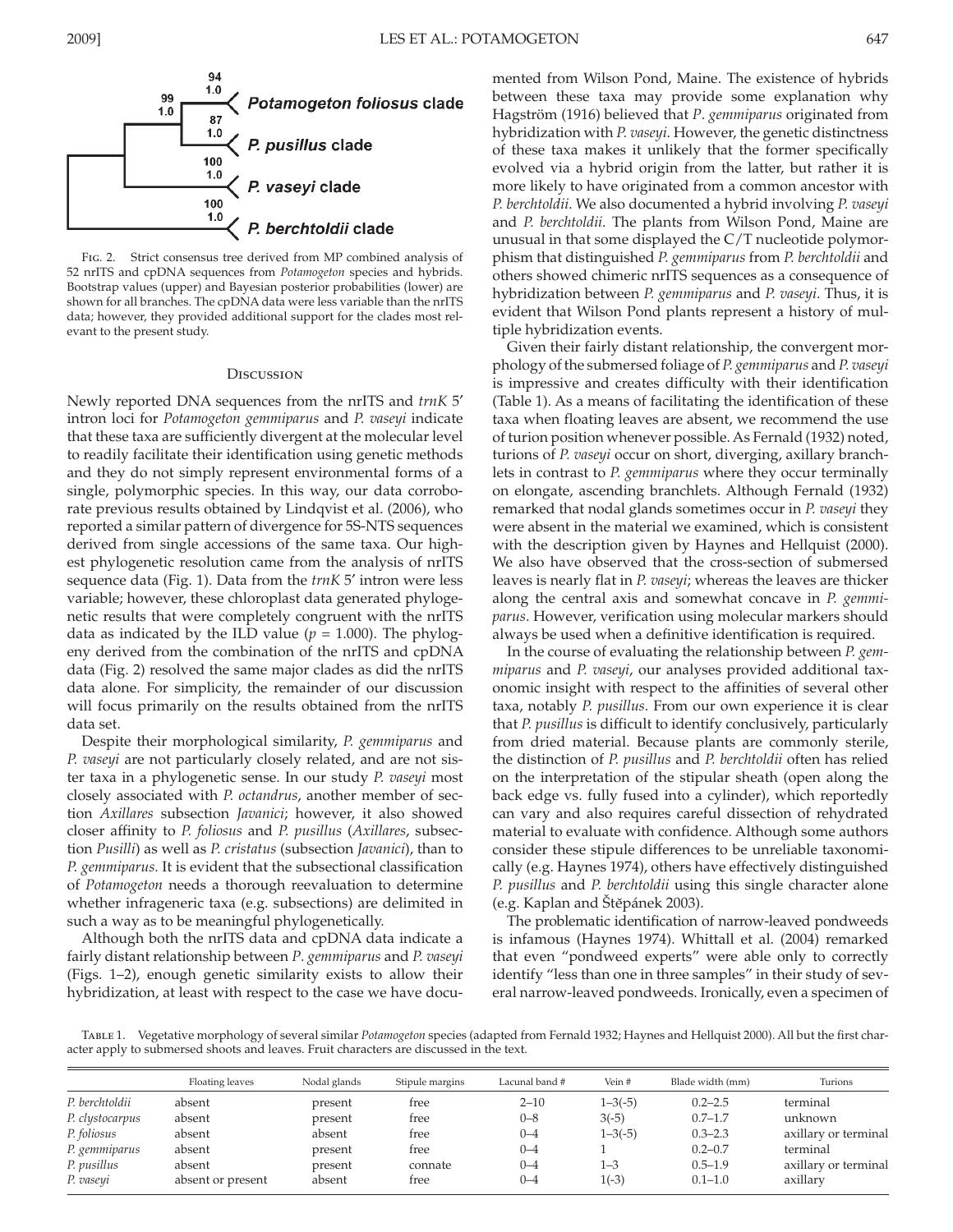Fig. 2. Strict consensus tree derived from MP combined analysis of 52 nrITS and cpDNA sequences from *Potamogeton* species and hybrids. Bootstrap values (upper) and Bayesian posterior probabilities (lower) are shown for all branches. The cpDNA data were less variable than the nrITS data; however, they provided additional support for the clades most relevant to the present study.

## Discussion

Newly reported DNA sequences from the nrITS and *trnK* 5′ intron loci for *Potamogeton gemmiparus* and *P. vaseyi* indicate that these taxa are sufficiently divergent at the molecular level to readily facilitate their identification using genetic methods and they do not simply represent environmental forms of a single, polymorphic species. In this way, our data corroborate previous results obtained by Lindqvist et al. (2006), who reported a similar pattern of divergence for 5S-NTS sequences derived from single accessions of the same taxa. Our highest phylogenetic resolution came from the analysis of nrITS sequence data (Fig. 1). Data from the *trnK* 5′ intron were less variable; however, these chloroplast data generated phylogenetic results that were completely congruent with the nrITS data as indicated by the ILD value ($p = 1.000$). The phylogeny derived from the combination of the nrITS and cpDNA data (Fig. 2) resolved the same major clades as did the nrITS data alone. For simplicity, the remainder of our discussion will focus primarily on the results obtained from the nrITS data set.

Despite their morphological similarity, *P. gemmiparus* and *P. vaseyi* are not particularly closely related, and are not sister taxa in a phylogenetic sense. In our study *P. vaseyi* most closely associated with *P. octandrus*, another member of section *Axillares* subsection *Javanici*; however, it also showed closer affinity to *P. foliosus* and *P. pusillus* (*Axillares*, subsection *Pusilli*) as well as *P. cristatus* (subsection *Javanici*), than to *P. gemmiparus*. It is evident that the subsectional classification of *Potamogeton* needs a thorough reevaluation to determine whether infrageneric taxa (e.g. subsections) are delimited in such a way as to be meaningful phylogenetically.

Although both the nrITS data and cpDNA data indicate a fairly distant relationship between *P. gemmiparus* and *P. vaseyi* (Figs. 1–2), enough genetic similarity exists to allow their hybridization, at least with respect to the case we have documented from Wilson Pond, Maine. The existence of hybrids between these taxa may provide some explanation why Hagström (1916) believed that *P. gemmiparus* originated from hybridization with *P. vaseyi*. However, the genetic distinctness of these taxa makes it unlikely that the former specifically evolved via a hybrid origin from the latter, but rather it is more likely to have originated from a common ancestor with *P. berchtoldii*. We also documented a hybrid involving *P. vaseyi* and *P. berchtoldii*. The plants from Wilson Pond, Maine are unusual in that some displayed the C/T nucleotide polymorphism that distinguished *P. gemmiparus* from *P. berchtoldii* and others showed chimeric nrITS sequences as a consequence of hybridization between *P. gemmiparus* and *P. vaseyi*. Thus, it is evident that Wilson Pond plants represent a history of multiple hybridization events.

Given their fairly distant relationship, the convergent morphology of the submersed foliage of *P. gemmiparus* and *P. vaseyi* is impressive and creates difficulty with their identification (Table 1). As a means of facilitating the identification of these taxa when floating leaves are absent, we recommend the use of turion position whenever possible. As Fernald (1932) noted, turions of *P. vaseyi* occur on short, diverging, axillary branchlets in contrast to *P. gemmiparus* where they occur terminally on elongate, ascending branchlets. Although Fernald (1932) remarked that nodal glands sometimes occur in *P. vaseyi* they were absent in the material we examined, which is consistent with the description given by Haynes and Hellquist (2000). We also have observed that the cross-section of submersed leaves is nearly flat in *P. vaseyi*; whereas the leaves are thicker along the central axis and somewhat concave in *P. gemmiparus*. However, verification using molecular markers should always be used when a definitive identification is required.

In the course of evaluating the relationship between *P. gemmiparus* and *P. vaseyi*, our analyses provided additional taxonomic insight with respect to the affinities of several other taxa, notably *P. pusillus*. From our own experience it is clear that *P. pusillus* is difficult to identify conclusively, particularly from dried material. Because plants are commonly sterile, the distinction of *P. pusillus* and *P. berchtoldii* often has relied on the interpretation of the stipular sheath (open along the back edge vs. fully fused into a cylinder), which reportedly can vary and also requires careful dissection of rehydrated material to evaluate with confidence. Although some authors consider these stipule differences to be unreliable taxonomically (e.g. Haynes 1974), others have effectively distinguished *P. pusillus* and *P. berchtoldii* using this single character alone (e.g. Kaplan and Štěpánek 2003).

The problematic identification of narrow-leaved pondweeds is infamous (Haynes 1974). Whittall et al. (2004) remarked that even "pondweed experts" were able only to correctly identify "less than one in three samples" in their study of several narrow-leaved pondweeds. Ironically, even a specimen of

Table 1. Vegetative morphology of several similar *Potamogeton* species (adapted from Fernald 1932; Haynes and Hellquist 2000). All but the first character apply to submersed shoots and leaves. Fruit characters are discussed in the text.

| | Floating leaves | Nodal glands | Stipule margins | Lacunal band # | Vein # | Blade width (mm) | Turions |
|---|---|---|---|---|---|---|---|
| *P. berchtoldii* | absent | present | free | 2–10 | 1–3(-5) | 0.2–2.5 | terminal |
| *P. clystocarpus* | absent | present | free | 0–8 | 3(-5) | 0.7–1.7 | unknown |
| *P. foliosus* | absent | absent | free | 0–4 | 1–3(-5) | 0.3–2.3 | axillary or terminal |
| *P. gemmiparus* | absent | present | free | 0–4 | 1 | 0.2–0.7 | terminal |
| *P. pusillus* | absent | present | connate | 0–4 | 1–3 | 0.5–1.9 | axillary or terminal |
| *P. vaseyi* | absent or present | absent | free | 0–4 | 1(-3) | 0.1–1.0 | axillary |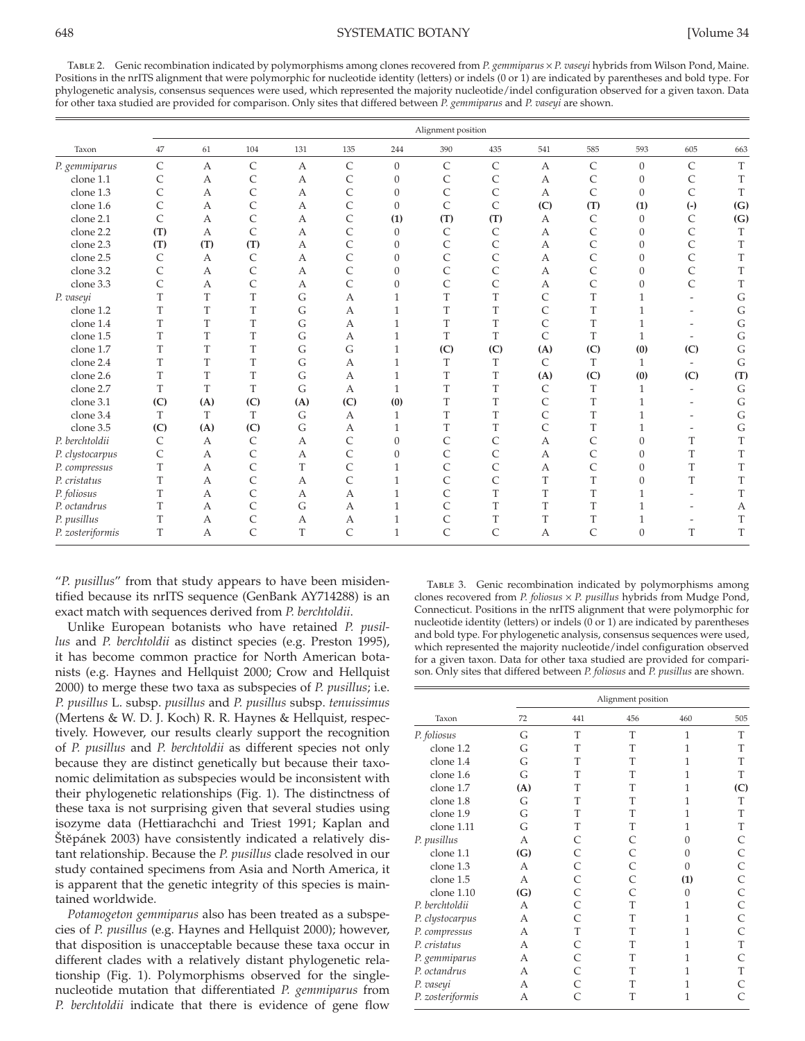Table 2. Genic recombination indicated by polymorphisms among clones recovered from *P. gemmiparus* × *P. vaseyi* hybrids from Wilson Pond, Maine. Positions in the nrITS alignment that were polymorphic for nucleotide identity (letters) or indels (0 or 1) are indicated by parentheses and bold type. For phylogenetic analysis, consensus sequences were used, which represented the majority nucleotide/indel configuration observed for a given taxon. Data for other taxa studied are provided for comparison. Only sites that differed between *P. gemmiparus* and *P. vaseyi* are shown.

| | Alignment position | | | | | | | | | | | | |
|---|---|---|---|---|---|---|---|---|---|---|---|---|---|
| Taxon | 47 | 61 | 104 | 131 | 135 | 244 | 390 | 435 | 541 | 585 | 593 | 605 | 663 |
| *P. gemmiparus* | C | A | C | A | C | 0 | C | C | A | C | 0 | C | T |
| clone 1.1 | C | A | C | A | C | 0 | C | C | A | C | 0 | C | T |
| clone 1.3 | C | A | C | A | C | 0 | C | C | A | C | 0 | C | T |
| clone 1.6 | C | A | C | A | C | 0 | C | C | **(C)** | **(T)** | **(1)** | **(-)** | **(G)** |
| clone 2.1 | C | A | C | A | C | **(1)** | **(T)** | **(T)** | A | C | 0 | C | **(G)** |
| clone 2.2 | **(T)** | A | C | A | C | 0 | C | C | A | C | 0 | C | T |
| clone 2.3 | **(T)** | **(T)** | **(T)** | A | C | 0 | C | C | A | C | 0 | C | T |
| clone 2.5 | C | A | C | A | C | 0 | C | C | A | C | 0 | C | T |
| clone 3.2 | C | A | C | A | C | 0 | C | C | A | C | 0 | C | T |
| clone 3.3 | C | A | C | A | C | 0 | C | C | A | C | 0 | C | T |
| *P. vaseyi* | T | T | T | G | A | 1 | T | T | C | T | 1 | - | G |
| clone 1.2 | T | T | T | G | A | 1 | T | T | C | T | 1 | - | G |
| clone 1.4 | T | T | T | G | A | 1 | T | T | C | T | 1 | - | G |
| clone 1.5 | T | T | T | G | A | 1 | T | T | C | T | 1 | - | G |
| clone 1.7 | T | T | T | G | G | 1 | **(C)** | **(C)** | **(A)** | **(C)** | **(0)** | **(C)** | G |
| clone 2.4 | T | T | T | G | A | 1 | T | T | C | T | 1 | - | G |
| clone 2.6 | T | T | T | G | A | 1 | T | T | **(A)** | **(C)** | **(0)** | **(C)** | **(T)** |
| clone 2.7 | T | T | T | G | A | 1 | T | T | C | T | 1 | - | G |
| clone 3.1 | **(C)** | **(A)** | **(C)** | **(A)** | **(C)** | **(0)** | T | T | C | T | 1 | - | G |
| clone 3.4 | T | T | T | G | A | 1 | T | T | C | T | 1 | - | G |
| clone 3.5 | **(C)** | **(A)** | **(C)** | G | A | 1 | T | T | C | T | 1 | - | G |
| *P. berchtoldii* | C | A | C | A | C | 0 | C | C | A | C | 0 | T | T |
| *P. clystocarpus* | C | A | C | A | C | 0 | C | C | A | C | 0 | T | T |
| *P. compressus* | T | A | C | T | C | 1 | C | C | A | C | 0 | T | T |
| *P. cristatus* | T | A | C | A | C | 1 | C | C | T | T | 0 | T | T |
| *P. foliosus* | T | A | C | A | A | 1 | C | T | T | T | 1 | - | T |
| *P. octandrus* | T | A | C | G | A | 1 | C | T | T | T | 1 | - | A |
| *P. pusillus* | T | A | C | A | A | 1 | C | T | T | T | 1 | - | T |
| *P. zosteriformis* | T | A | C | T | C | 1 | C | C | A | C | 0 | T | T |

"*P. pusillus*" from that study appears to have been misidentified because its nrITS sequence (GenBank AY714288) is an exact match with sequences derived from *P. berchtoldii*.

Unlike European botanists who have retained *P. pusillus* and *P. berchtoldii* as distinct species (e.g. Preston 1995), it has become common practice for North American botanists (e.g. Haynes and Hellquist 2000; Crow and Hellquist 2000) to merge these two taxa as subspecies of *P. pusillus*; i.e. *P. pusillus* L. subsp. *pusillus* and *P. pusillus* subsp. *tenuissimus* (Mertens & W. D. J. Koch) R. R. Haynes & Hellquist, respectively. However, our results clearly support the recognition of *P. pusillus* and *P. berchtoldii* as different species not only because they are distinct genetically but because their taxonomic delimitation as subspecies would be inconsistent with their phylogenetic relationships (Fig. 1). The distinctness of these taxa is not surprising given that several studies using isozyme data (Hettiarachchi and Triest 1991; Kaplan and Štěpánek 2003) have consistently indicated a relatively distant relationship. Because the *P. pusillus* clade resolved in our study contained specimens from Asia and North America, it is apparent that the genetic integrity of this species is maintained worldwide.

*Potamogeton gemmiparus* also has been treated as a subspecies of *P. pusillus* (e.g. Haynes and Hellquist 2000); however, that disposition is unacceptable because these taxa occur in different clades with a relatively distant phylogenetic relationship (Fig. 1). Polymorphisms observed for the single-nucleotide mutation that differentiated *P. gemmiparus* from *P. berchtoldii* indicate that there is evidence of gene flow

Table 3. Genic recombination indicated by polymorphisms among clones recovered from *P. foliosus* × *P. pusillus* hybrids from Mudge Pond, Connecticut. Positions in the nrITS alignment that were polymorphic for nucleotide identity (letters) or indels (0 or 1) are indicated by parentheses and bold type. For phylogenetic analysis, consensus sequences were used, which represented the majority nucleotide/indel configuration observed for a given taxon. Data for other taxa studied are provided for comparison. Only sites that differed between *P. foliosus* and *P. pusillus* are shown.

| | Alignment position | | | | |
|---|---|---|---|---|---|
| Taxon | 72 | 441 | 456 | 460 | 505 |
| *P. foliosus* | G | T | T | 1 | T |
| clone 1.2 | G | T | T | 1 | T |
| clone 1.4 | G | T | T | 1 | T |
| clone 1.6 | G | T | T | 1 | T |
| clone 1.7 | **(A)** | T | T | 1 | **(C)** |
| clone 1.8 | G | T | T | 1 | T |
| clone 1.9 | G | T | T | 1 | T |
| clone 1.11 | G | T | T | 1 | T |
| *P. pusillus* | A | C | C | 0 | C |
| clone 1.1 | **(G)** | C | C | 0 | C |
| clone 1.3 | A | C | C | 0 | C |
| clone 1.5 | A | C | C | **(1)** | C |
| clone 1.10 | **(G)** | C | C | 0 | C |
| *P. berchtoldii* | A | C | T | 1 | C |
| *P. clystocarpus* | A | C | T | 1 | C |
| *P. compressus* | A | T | T | 1 | C |
| *P. cristatus* | A | C | T | 1 | T |
| *P. gemmiparus* | A | C | T | 1 | C |
| *P. octandrus* | A | C | T | 1 | T |
| *P. vaseyi* | A | C | T | 1 | C |
| *P. zosteriformis* | A | C | T | 1 | C |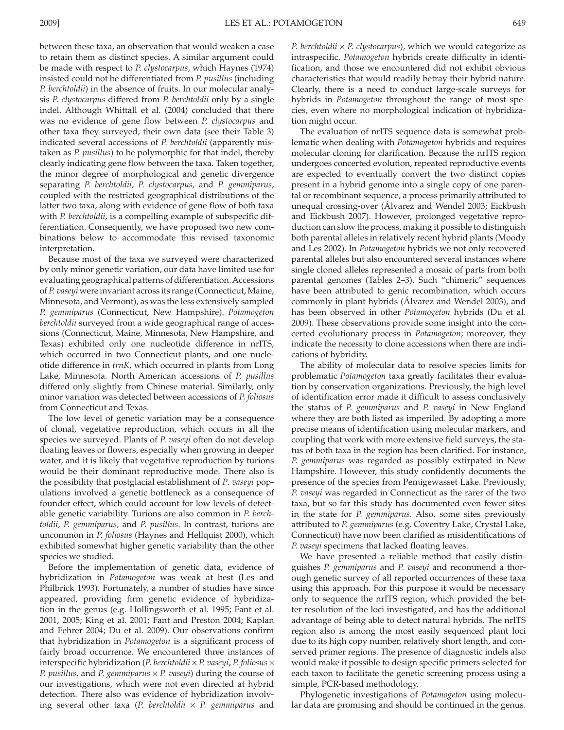between these taxa, an observation that would weaken a case to retain them as distinct species. A similar argument could be made with respect to *P. clystocarpus*, which Haynes (1974) insisted could not be differentiated from *P. pusillus* (including *P. berchtoldii*) in the absence of fruits. In our molecular analysis *P. clystocarpus* differed from *P. berchtoldii* only by a single indel. Although Whittall et al. (2004) concluded that there was no evidence of gene flow between *P. clystocarpus* and other taxa they surveyed, their own data (see their Table 3) indicated several accessions of *P. berchtoldii* (apparently mistaken as *P. pusillus*) to be polymorphic for that indel, thereby clearly indicating gene flow between the taxa. Taken together, the minor degree of morphological and genetic divergence separating *P. berchtoldii*, *P. clystocarpus,* and *P. gemmiparus*, coupled with the restricted geographical distributions of the latter two taxa, along with evidence of gene flow of both taxa with *P. berchtoldii*, is a compelling example of subspecific differentiation. Consequently, we have proposed two new combinations below to accommodate this revised taxonomic interpretation.

Because most of the taxa we surveyed were characterized by only minor genetic variation, our data have limited use for evaluating geographical patterns of differentiation. Accessions of *P. vaseyi* were invariant across its range (Connecticut, Maine, Minnesota, and Vermont), as was the less extensively sampled *P. gemmiparus* (Connecticut, New Hampshire). *Potamogeton berchtoldii* surveyed from a wide geographical range of accessions (Connecticut, Maine, Minnesota, New Hampshire, and Texas) exhibited only one nucleotide difference in nrITS, which occurred in two Connecticut plants, and one nucleotide difference in *trnK*, which occurred in plants from Long Lake, Minnesota. North American accessions of *P. pusillus* differed only slightly from Chinese material. Similarly, only minor variation was detected between accessions of *P. foliosus* from Connecticut and Texas.

The low level of genetic variation may be a consequence of clonal, vegetative reproduction, which occurs in all the species we surveyed. Plants of *P. vaseyi* often do not develop floating leaves or flowers, especially when growing in deeper water, and it is likely that vegetative reproduction by turions would be their dominant reproductive mode. There also is the possibility that postglacial establishment of *P. vaseyi* populations involved a genetic bottleneck as a consequence of founder effect, which could account for low levels of detectable genetic variability. Turions are also common in *P. berchtoldii*, *P. gemmiparus,* and *P. pusillus*. In contrast, turions are uncommon in *P. foliosus* (Haynes and Hellquist 2000), which exhibited somewhat higher genetic variability than the other species we studied.

Before the implementation of genetic data, evidence of hybridization in *Potamogeton* was weak at best (Les and Philbrick 1993). Fortunately, a number of studies have since appeared, providing firm genetic evidence of hybridization in the genus (e.g. Hollingsworth et al. 1995; Fant et al. 2001, 2005; King et al. 2001; Fant and Preston 2004; Kaplan and Fehrer 2004; Du et al. 2009). Our observations confirm that hybridization in *Potamogeton* is a significant process of fairly broad occurrence. We encountered three instances of interspecific hybridization (*P. berchtoldii* × *P. vaseyi*, *P. foliosus* × *P. pusillus*, and *P. gemmiparus* × *P. vaseyi*) during the course of our investigations, which were not even directed at hybrid detection. There also was evidence of hybridization involving several other taxa (*P. berchtoldii* × *P. gemmiparus* and *P. berchtoldii* × *P. clystocarpus*), which we would categorize as intraspecific. *Potamogeton* hybrids create difficulty in identification, and those we encountered did not exhibit obvious characteristics that would readily betray their hybrid nature. Clearly, there is a need to conduct large-scale surveys for hybrids in *Potamogeton* throughout the range of most species, even where no morphological indication of hybridization might occur.

The evaluation of nrITS sequence data is somewhat problematic when dealing with *Potamogeton* hybrids and requires molecular cloning for clarification. Because the nrITS region undergoes concerted evolution, repeated reproductive events are expected to eventually convert the two distinct copies present in a hybrid genome into a single copy of one parental or recombinant sequence, a process primarily attributed to unequal crossing-over (Álvarez and Wendel 2003; Eickbush and Eickbush 2007). However, prolonged vegetative reproduction can slow the process, making it possible to distinguish both parental alleles in relatively recent hybrid plants (Moody and Les 2002). In *Potamogeton* hybrids we not only recovered parental alleles but also encountered several instances where single cloned alleles represented a mosaic of parts from both parental genomes (Tables 2–3). Such "chimeric" sequences have been attributed to genic recombination, which occurs commonly in plant hybrids (Álvarez and Wendel 2003), and has been observed in other *Potamogeton* hybrids (Du et al. 2009). These observations provide some insight into the concerted evolutionary process in *Potamogeton*; moreover, they indicate the necessity to clone accessions when there are indications of hybridity.

The ability of molecular data to resolve species limits for problematic *Potamogeton* taxa greatly facilitates their evaluation by conservation organizations. Previously, the high level of identification error made it difficult to assess conclusively the status of *P. gemmiparus* and *P. vaseyi* in New England where they are both listed as imperiled. By adopting a more precise means of identification using molecular markers, and coupling that work with more extensive field surveys, the status of both taxa in the region has been clarified. For instance, *P. gemmiparus* was regarded as possibly extirpated in New Hampshire. However, this study confidently documents the presence of the species from Pemigewasset Lake. Previously, *P. vaseyi* was regarded in Connecticut as the rarer of the two taxa, but so far this study has documented even fewer sites in the state for *P. gemmiparus*. Also, some sites previously attributed to *P. gemmiparus* (e.g. Coventry Lake, Crystal Lake, Connecticut) have now been clarified as misidentifications of *P. vaseyi* specimens that lacked floating leaves.

We have presented a reliable method that easily distinguishes *P. gemmiparus* and *P. vaseyi* and recommend a thorough genetic survey of all reported occurrences of these taxa using this approach. For this purpose it would be necessary only to sequence the nrITS region, which provided the better resolution of the loci investigated, and has the additional advantage of being able to detect natural hybrids. The nrITS region also is among the most easily sequenced plant loci due to its high copy number, relatively short length, and conserved primer regions. The presence of diagnostic indels also would make it possible to design specific primers selected for each taxon to facilitate the genetic screening process using a simple, PCR-based methodology.

Phylogenetic investigations of *Potamogeton* using molecular data are promising and should be continued in the genus.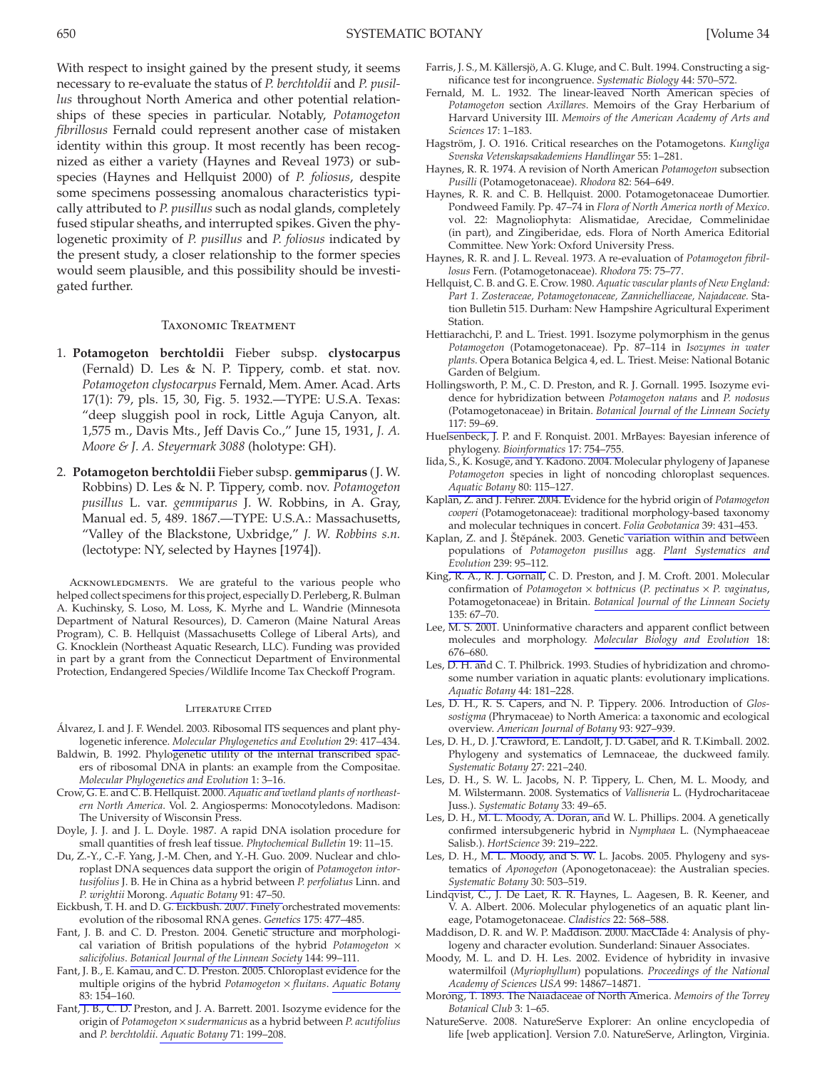With respect to insight gained by the present study, it seems necessary to re-evaluate the status of *P. berchtoldii* and *P. pusillus* throughout North America and other potential relationships of these species in particular. Notably, *Potamogeton fibrillosus* Fernald could represent another case of mistaken identity within this group. It most recently has been recognized as either a variety (Haynes and Reveal 1973) or subspecies (Haynes and Hellquist 2000) of *P. foliosus*, despite some specimens possessing anomalous characteristics typically attributed to *P. pusillus* such as nodal glands, completely fused stipular sheaths, and interrupted spikes. Given the phylogenetic proximity of *P. pusillus* and *P. foliosus* indicated by the present study, a closer relationship to the former species would seem plausible, and this possibility should be investigated further.

## Taxonomic Treatment

1. **Potamogeton berchtoldii** Fieber subsp. **clystocarpus** (Fernald) D. Les & N. P. Tippery, comb. et stat. nov. *Potamogeton clystocarpus* Fernald, Mem. Amer. Acad. Arts 17(1): 79, pls. 15, 30, Fig. 5. 1932.—TYPE: U.S.A. Texas: "deep sluggish pool in rock, Little Aguja Canyon, alt. 1,575 m., Davis Mts., Jeff Davis Co.," June 15, 1931, *J. A. Moore & J. A. Steyermark 3088* (holotype: GH).

2. **Potamogeton berchtoldii** Fieber subsp. **gemmiparus** (J. W. Robbins) D. Les & N. P. Tippery, comb. nov. *Potamogeton pusillus* L. var. *gemmiparus* J. W. Robbins, in A. Gray, Manual ed. 5, 489. 1867.—TYPE: U.S.A.: Massachusetts, "Valley of the Blackstone, Uxbridge," *J. W. Robbins s.n.* (lectotype: NY, selected by Haynes [1974]).

Acknowledgments. We are grateful to the various people who helped collect specimens for this project, especially D. Perleberg, R. Bulman A. Kuchinsky, S. Loso, M. Loss, K. Myrhe and L. Wandrie (Minnesota Department of Natural Resources), D. Cameron (Maine Natural Areas Program), C. B. Hellquist (Massachusetts College of Liberal Arts), and G. Knocklein (Northeast Aquatic Research, LLC). Funding was provided in part by a grant from the Connecticut Department of Environmental Protection, Endangered Species/Wildlife Income Tax Checkoff Program.

## Literature Cited

Álvarez, I. and J. F. Wendel. 2003. Ribosomal ITS sequences and plant phylogenetic inference. *Molecular Phylogenetics and Evolution* 29: 417–434.

Baldwin, B. 1992. Phylogenetic utility of the internal transcribed spacers of ribosomal DNA in plants: an example from the Compositae. *Molecular Phylogenetics and Evolution* 1: 3–16.

Crow, G. E. and C. B. Hellquist. 2000. *Aquatic and wetland plants of northeastern North America.* Vol. 2. Angiosperms: Monocotyledons. Madison: The University of Wisconsin Press.

Doyle, J. J. and J. L. Doyle. 1987. A rapid DNA isolation procedure for small quantities of fresh leaf tissue. *Phytochemical Bulletin* 19: 11–15.

Du, Z.-Y., C.-F. Yang, J.-M. Chen, and Y.-H. Guo. 2009. Nuclear and chloroplast DNA sequences data support the origin of *Potamogeton intortusifolius* J. B. He in China as a hybrid between *P. perfoliatus* Linn. and *P. wrightii* Morong. *Aquatic Botany* 91: 47–50.

Eickbush, T. H. and D. G. Eickbush. 2007. Finely orchestrated movements: evolution of the ribosomal RNA genes. *Genetics* 175: 477–485.

Fant, J. B. and C. D. Preston. 2004. Genetic structure and morphological variation of British populations of the hybrid *Potamogeton* × *salicifolius*. *Botanical Journal of the Linnean Society* 144: 99–111.

Fant, J. B., E. Kamau, and C. D. Preston. 2005. Chloroplast evidence for the multiple origins of the hybrid *Potamogeton* × *fluitans*. *Aquatic Botany* 83: 154–160.

Fant, J. B., C. D. Preston, and J. A. Barrett. 2001. Isozyme evidence for the origin of *Potamogeton* × *sudermanicus* as a hybrid between *P. acutifolius* and *P. berchtoldii*. *Aquatic Botany* 71: 199–208.

Farris, J. S., M. Källersjö, A. G. Kluge, and C. Bult. 1994. Constructing a significance test for incongruence. *Systematic Biology* 44: 570–572.

Fernald, M. L. 1932. The linear-leaved North American species of *Potamogeton* section *Axillares*. Memoirs of the Gray Herbarium of Harvard University III. *Memoirs of the American Academy of Arts and Sciences* 17: 1–183.

Hagström, J. O. 1916. Critical researches on the Potamogetons. *Kungliga Svenska Vetenskapsakademiens Handlingar* 55: 1–281.

Haynes, R. R. 1974. A revision of North American *Potamogeton* subsection *Pusilli* (Potamogetonaceae). *Rhodora* 82: 564–649.

Haynes, R. R. and C. B. Hellquist. 2000. Potamogetonaceae Dumortier. Pondweed Family. Pp. 47–74 in *Flora of North America north of Mexico*. vol. 22: Magnoliophyta: Alismatidae, Arecidae, Commelinidae (in part), and Zingiberidae, eds. Flora of North America Editorial Committee. New York: Oxford University Press.

Haynes, R. R. and J. L. Reveal. 1973. A re-evaluation of *Potamogeton fibrillosus* Fern. (Potamogetonaceae). *Rhodora* 75: 75–77.

Hellquist, C. B. and G. E. Crow. 1980. *Aquatic vascular plants of New England: Part 1. Zosteraceae, Potamogetonaceae, Zannichelliaceae, Najadaceae.* Station Bulletin 515. Durham: New Hampshire Agricultural Experiment Station.

Hettiarachchi, P. and L. Triest. 1991. Isozyme polymorphism in the genus *Potamogeton* (Potamogetonaceae). Pp. 87–114 in *Isozymes in water plants.* Opera Botanica Belgica 4, ed. L. Triest. Meise: National Botanic Garden of Belgium.

Hollingsworth, P. M., C. D. Preston, and R. J. Gornall. 1995. Isozyme evidence for hybridization between *Potamogeton natans* and *P. nodosus* (Potamogetonaceae) in Britain. *Botanical Journal of the Linnean Society* 117: 59–69.

Huelsenbeck, J. P. and F. Ronquist. 2001. MrBayes: Bayesian inference of phylogeny. *Bioinformatics* 17: 754–755.

Iida, S., K. Kosuge, and Y. Kadono. 2004. Molecular phylogeny of Japanese *Potamogeton* species in light of noncoding chloroplast sequences. *Aquatic Botany* 80: 115–127.

Kaplan, Z. and J. Fehrer. 2004. Evidence for the hybrid origin of *Potamogeton cooperi* (Potamogetonaceae): traditional morphology-based taxonomy and molecular techniques in concert. *Folia Geobotanica* 39: 431–453.

Kaplan, Z. and J. Štěpánek. 2003. Genetic variation within and between populations of *Potamogeton pusillus* agg. *Plant Systematics and Evolution* 239: 95–112.

King, R. A., R. J. Gornall, C. D. Preston, and J. M. Croft. 2001. Molecular confirmation of *Potamogeton* × *bottnicus* (*P. pectinatus* × *P. vaginatus*, Potamogetonaceae) in Britain. *Botanical Journal of the Linnean Society* 135: 67–70.

Lee, M. S. 2001. Uninformative characters and apparent conflict between molecules and morphology. *Molecular Biology and Evolution* 18: 676–680.

Les, D. H. and C. T. Philbrick. 1993. Studies of hybridization and chromosome number variation in aquatic plants: evolutionary implications. *Aquatic Botany* 44: 181–228.

Les, D. H., R. S. Capers, and N. P. Tippery. 2006. Introduction of *Glossostigma* (Phrymaceae) to North America: a taxonomic and ecological overview. *American Journal of Botany* 93: 927–939.

Les, D. H., D. J. Crawford, E. Landolt, J. D. Gabel, and R. T.Kimball. 2002. Phylogeny and systematics of Lemnaceae, the duckweed family. *Systematic Botany* 27: 221–240.

Les, D. H., S. W. L. Jacobs, N. P. Tippery, L. Chen, M. L. Moody, and M. Wilstermann. 2008. Systematics of *Vallisneria* L. (Hydrocharitaceae Juss.). *Systematic Botany* 33: 49–65.

Les, D. H., M. L. Moody, A. Doran, and W. L. Phillips. 2004. A genetically confirmed intersubgeneric hybrid in *Nymphaea* L. (Nymphaeaceae Salisb.). *HortScience* 39: 219–222.

Les, D. H., M. L. Moody, and S. W. L. Jacobs. 2005. Phylogeny and systematics of *Aponogeton* (Aponogetonaceae): the Australian species. *Systematic Botany* 30: 503–519.

Lindqvist, C., J. De Laet, R. R. Haynes, L. Aagesen, B. R. Keener, and V. A. Albert. 2006. Molecular phylogenetics of an aquatic plant lineage, Potamogetonaceae. *Cladistics* 22: 568–588.

Maddison, D. R. and W. P. Maddison. 2000. MacClade 4: Analysis of phylogeny and character evolution. Sunderland: Sinauer Associates.

Moody, M. L. and D. H. Les. 2002. Evidence of hybridity in invasive watermilfoil (*Myriophyllum*) populations. *Proceedings of the National Academy of Sciences USA* 99: 14867–14871.

Morong, T. 1893. The Naiadaceae of North America. *Memoirs of the Torrey Botanical Club* 3: 1–65.

NatureServe. 2008. NatureServe Explorer: An online encyclopedia of life [web application]. Version 7.0. NatureServe, Arlington, Virginia.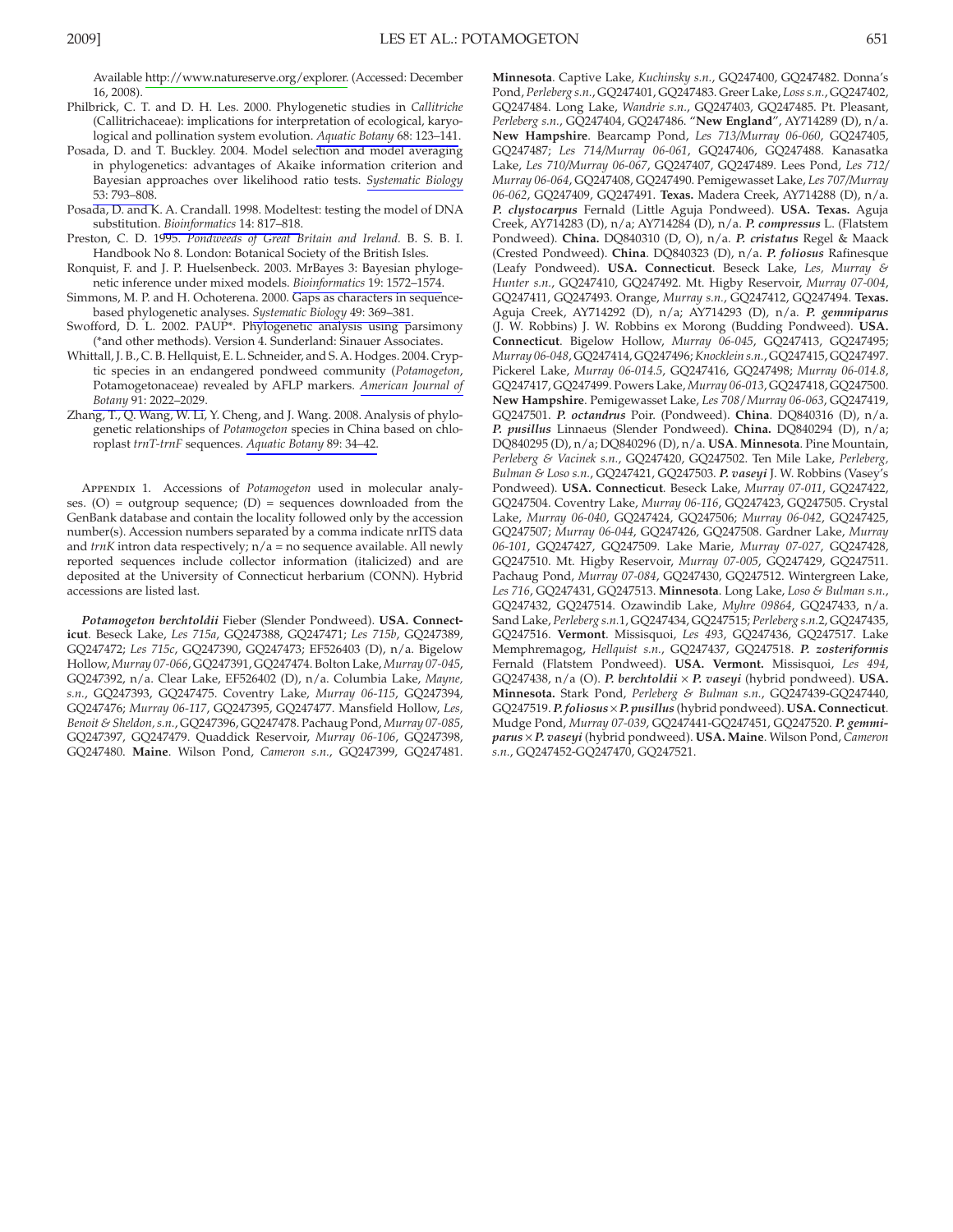Available http://www.natureserve.org/explorer. (Accessed: December 16, 2008).

Philbrick, C. T. and D. H. Les. 2000. Phylogenetic studies in *Callitriche* (Callitrichaceae): implications for interpretation of ecological, karyological and pollination system evolution. *Aquatic Botany* 68: 123–141.

Posada, D. and T. Buckley. 2004. Model selection and model averaging in phylogenetics: advantages of Akaike information criterion and Bayesian approaches over likelihood ratio tests. *Systematic Biology* 53: 793–808.

Posada, D. and K. A. Crandall. 1998. Modeltest: testing the model of DNA substitution. *Bioinformatics* 14: 817–818.

Preston, C. D. 1995. *Pondweeds of Great Britain and Ireland.* B. S. B. I. Handbook No 8. London: Botanical Society of the British Isles.

Ronquist, F. and J. P. Huelsenbeck. 2003. MrBayes 3: Bayesian phylogenetic inference under mixed models. *Bioinformatics* 19: 1572–1574.

Simmons, M. P. and H. Ochoterena. 2000. Gaps as characters in sequence-based phylogenetic analyses. *Systematic Biology* 49: 369–381.

Swofford, D. L. 2002. PAUP*. Phylogenetic analysis using parsimony (*and other methods). Version 4. Sunderland: Sinauer Associates.

Whittall, J. B., C. B. Hellquist, E. L. Schneider, and S. A. Hodges. 2004. Cryptic species in an endangered pondweed community (*Potamogeton*, Potamogetonaceae) revealed by AFLP markers. *American Journal of Botany* 91: 2022–2029.

Zhang, T., Q. Wang, W. Li, Y. Cheng, and J. Wang. 2008. Analysis of phylogenetic relationships of *Potamogeton* species in China based on chloroplast *trnT-trnF* sequences. *Aquatic Botany* 89: 34–42.

Appendix 1. Accessions of *Potamogeton* used in molecular analyses. (O) = outgroup sequence; (D) = sequences downloaded from the GenBank database and contain the locality followed only by the accession number(s). Accession numbers separated by a comma indicate nrITS data and *trnK* intron data respectively; n/a = no sequence available. All newly reported sequences include collector information (italicized) and are deposited at the University of Connecticut herbarium (CONN). Hybrid accessions are listed last.

***Potamogeton berchtoldii*** Fieber (Slender Pondweed). **USA. Connecticut**. Beseck Lake, *Les 715a*, GQ247388, GQ247471; *Les 715b*, GQ247389, GQ247472; *Les 715c*, GQ247390, GQ247473; EF526403 (D), n/a. Bigelow Hollow, *Murray 07-066*, GQ247391, GQ247474. Bolton Lake, *Murray 07-045*, GQ247392, n/a. Clear Lake, EF526402 (D), n/a. Columbia Lake, *Mayne, s.n.*, GQ247393, GQ247475. Coventry Lake, *Murray 06-115*, GQ247394, GQ247476; *Murray 06-117*, GQ247395, GQ247477. Mansfield Hollow, *Les, Benoit & Sheldon, s.n.*, GQ247396, GQ247478. Pachaug Pond, *Murray 07-085*, GQ247397, GQ247479. Quaddick Reservoir, *Murray 06-106*, GQ247398, GQ247480. **Maine**. Wilson Pond, *Cameron s.n.*, GQ247399, GQ247481. **Minnesota**. Captive Lake, *Kuchinsky s.n.*, GQ247400, GQ247482. Donna's Pond, *Perleberg s.n.*, GQ247401, GQ247483. Greer Lake, *Loss s.n.*, GQ247402, GQ247484. Long Lake, *Wandrie s.n.*, GQ247403, GQ247485. Pt. Pleasant, *Perleberg s.n.*, GQ247404, GQ247486. "**New England**", AY714289 (D), n/a. **New Hampshire**. Bearcamp Pond, *Les 713/Murray 06-060*, GQ247405, GQ247487; *Les 714/Murray 06-061*, GQ247406, GQ247488. Kanasatka Lake, *Les 710/Murray 06-067*, GQ247407, GQ247489. Lees Pond, *Les 712/Murray 06-064*, GQ247408, GQ247490. Pemigewasset Lake, *Les 707/Murray 06-062*, GQ247409, GQ247491. **Texas.** Madera Creek, AY714288 (D), n/a. ***P. clystocarpus*** Fernald (Little Aguja Pondweed). **USA. Texas.** Aguja Creek, AY714283 (D), n/a; AY714284 (D), n/a. ***P. compressus*** L. (Flatstem Pondweed). **China.** DQ840310 (D, O), n/a. ***P. cristatus*** Regel & Maack (Crested Pondweed). **China**. DQ840323 (D), n/a. ***P. foliosus*** Rafinesque (Leafy Pondweed). **USA. Connecticut**. Beseck Lake, *Les, Murray & Hunter s.n.*, GQ247410, GQ247492. Mt. Higby Reservoir, *Murray 07-004*, GQ247411, GQ247493. Orange, *Murray s.n.*, GQ247412, GQ247494. **Texas.** Aguja Creek, AY714292 (D), n/a; AY714293 (D), n/a. ***P. gemmiparus*** (J. W. Robbins) J. W. Robbins ex Morong (Budding Pondweed). **USA. Connecticut**. Bigelow Hollow, *Murray 06-045*, GQ247413, GQ247495; *Murray 06-048*, GQ247414, GQ247496; *Knocklein s.n.*, GQ247415, GQ247497. Pickerel Lake, *Murray 06-014.5*, GQ247416, GQ247498; *Murray 06-014.8*, GQ247417, GQ247499. Powers Lake, *Murray 06-013*, GQ247418, GQ247500. **New Hampshire**. Pemigewasset Lake, *Les 708/Murray 06-063*, GQ247419, GQ247501. ***P. octandrus*** Poir. (Pondweed). **China**. DQ840316 (D), n/a. ***P. pusillus*** Linnaeus (Slender Pondweed). **China.** DQ840294 (D), n/a; DQ840295 (D), n/a; DQ840296 (D), n/a. **USA**. **Minnesota**. Pine Mountain, *Perleberg & Vacinek s.n.*, GQ247420, GQ247502. Ten Mile Lake, *Perleberg, Bulman & Loso s.n.*, GQ247421, GQ247503. ***P. vaseyi*** J. W. Robbins (Vasey's Pondweed). **USA. Connecticut**. Beseck Lake, *Murray 07-011*, GQ247422, GQ247504. Coventry Lake, *Murray 06-116*, GQ247423, GQ247505. Crystal Lake, *Murray 06-040*, GQ247424, GQ247506; *Murray 06-042*, GQ247425, GQ247507; *Murray 06-044*, GQ247426, GQ247508. Gardner Lake, *Murray 06-101*, GQ247427, GQ247509. Lake Marie, *Murray 07-027*, GQ247428, GQ247510. Mt. Higby Reservoir, *Murray 07-005*, GQ247429, GQ247511. Pachaug Pond, *Murray 07-084*, GQ247430, GQ247512. Wintergreen Lake, *Les 716*, GQ247431, GQ247513. **Minnesota**. Long Lake, *Loso & Bulman s.n.*, GQ247432, GQ247514. Ozawindib Lake, *Myhre 09864*, GQ247433, n/a. Sand Lake, *Perleberg s.n.*1, GQ247434, GQ247515; *Perleberg s.n.*2, GQ247435, GQ247516. **Vermont**. Missisquoi, *Les 493*, GQ247436, GQ247517. Lake Memphremagog, *Hellquist s.n.*, GQ247437, GQ247518. ***P. zosteriformis*** Fernald (Flatstem Pondweed). **USA. Vermont.** Missisquoi, *Les 494*, GQ247438, n/a (O). ***P. berchtoldii* × *P. vaseyi*** (hybrid pondweed). **USA. Minnesota.** Stark Pond, *Perleberg & Bulman s.n.*, GQ247439-GQ247440, GQ247519. ***P. foliosus* × *P. pusillus*** (hybrid pondweed). **USA. Connecticut**. Mudge Pond, *Murray 07-039*, GQ247441-GQ247451, GQ247520. ***P. gemmiparus* × *P. vaseyi*** (hybrid pondweed). **USA. Maine**. Wilson Pond, *Cameron s.n.*, GQ247452-GQ247470, GQ247521.